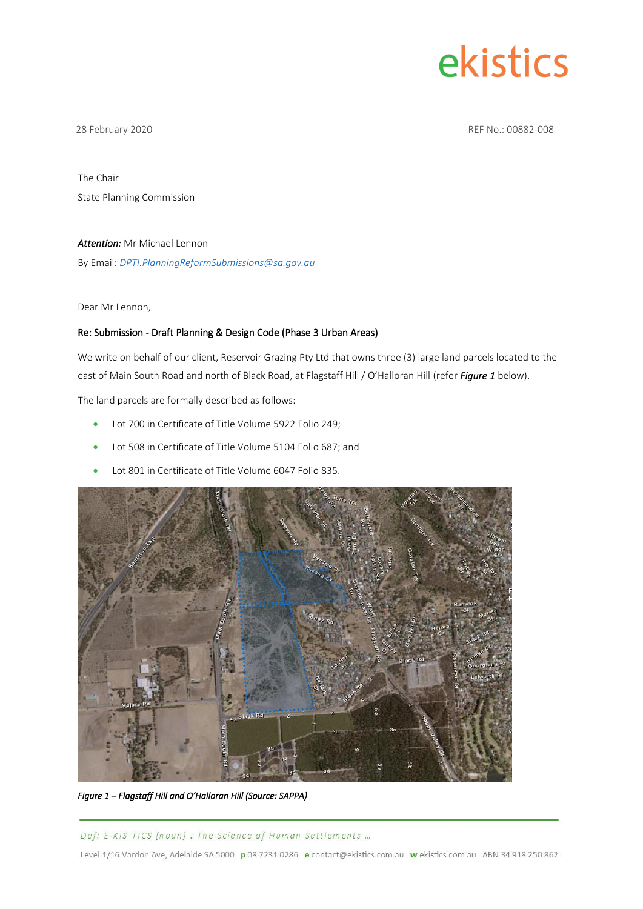ekistics

28 February 2020

REF No.: 00882-008

The Chair

State Planning Commission

***Attention:*** Mr Michael Lennon

By Email: [DPTI.PlanningReformSubmissions@sa.gov.au](mailto:DPTI.PlanningReformSubmissions@sa.gov.au)

Dear Mr Lennon,

**Re: Submission - Draft Planning & Design Code (Phase 3 Urban Areas)**

We write on behalf of our client, Reservoir Grazing Pty Ltd that owns three (3) large land parcels located to the east of Main South Road and north of Black Road, at Flagstaff Hill / O'Halloran Hill (refer ***Figure 1*** below).

The land parcels are formally described as follows:

- Lot 700 in Certificate of Title Volume 5922 Folio 249;
- Lot 508 in Certificate of Title Volume 5104 Folio 687; and
- Lot 801 in Certificate of Title Volume 6047 Folio 835.

*Figure 1 – Flagstaff Hill and O'Halloran Hill (Source: SAPPA)*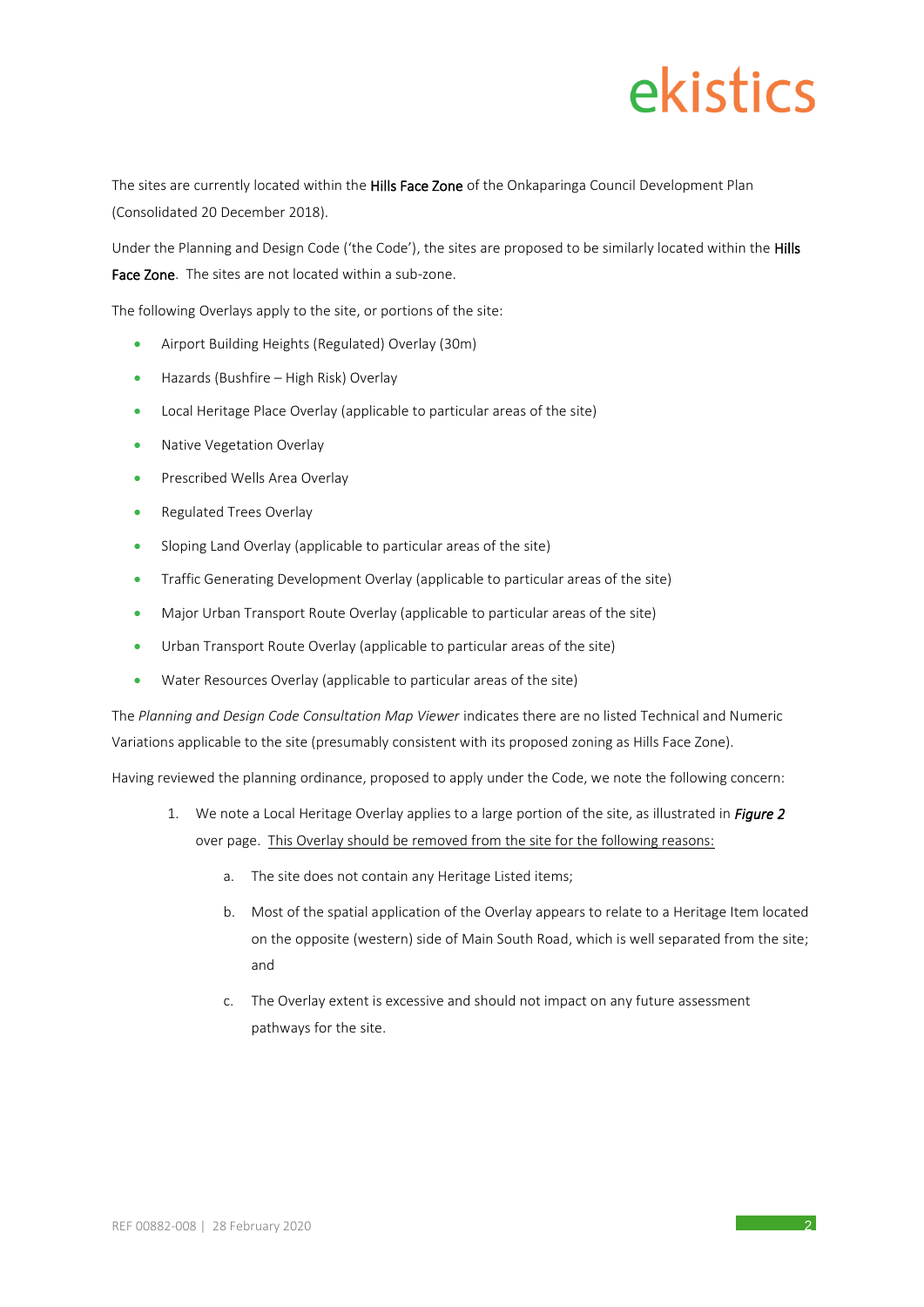The sites are currently located within the **Hills Face Zone** of the Onkaparinga Council Development Plan (Consolidated 20 December 2018).

Under the Planning and Design Code ('the Code'), the sites are proposed to be similarly located within the **Hills Face Zone**. The sites are not located within a sub-zone.

The following Overlays apply to the site, or portions of the site:

- Airport Building Heights (Regulated) Overlay (30m)
- Hazards (Bushfire – High Risk) Overlay
- Local Heritage Place Overlay (applicable to particular areas of the site)
- Native Vegetation Overlay
- Prescribed Wells Area Overlay
- Regulated Trees Overlay
- Sloping Land Overlay (applicable to particular areas of the site)
- Traffic Generating Development Overlay (applicable to particular areas of the site)
- Major Urban Transport Route Overlay (applicable to particular areas of the site)
- Urban Transport Route Overlay (applicable to particular areas of the site)
- Water Resources Overlay (applicable to particular areas of the site)

The *Planning and Design Code Consultation Map Viewer* indicates there are no listed Technical and Numeric Variations applicable to the site (presumably consistent with its proposed zoning as Hills Face Zone).

Having reviewed the planning ordinance, proposed to apply under the Code, we note the following concern:

1. We note a Local Heritage Overlay applies to a large portion of the site, as illustrated in ***Figure 2*** over page. <u>This Overlay should be removed from the site for the following reasons:</u>

    a. The site does not contain any Heritage Listed items;

    b. Most of the spatial application of the Overlay appears to relate to a Heritage Item located on the opposite (western) side of Main South Road, which is well separated from the site; and

    c. The Overlay extent is excessive and should not impact on any future assessment pathways for the site.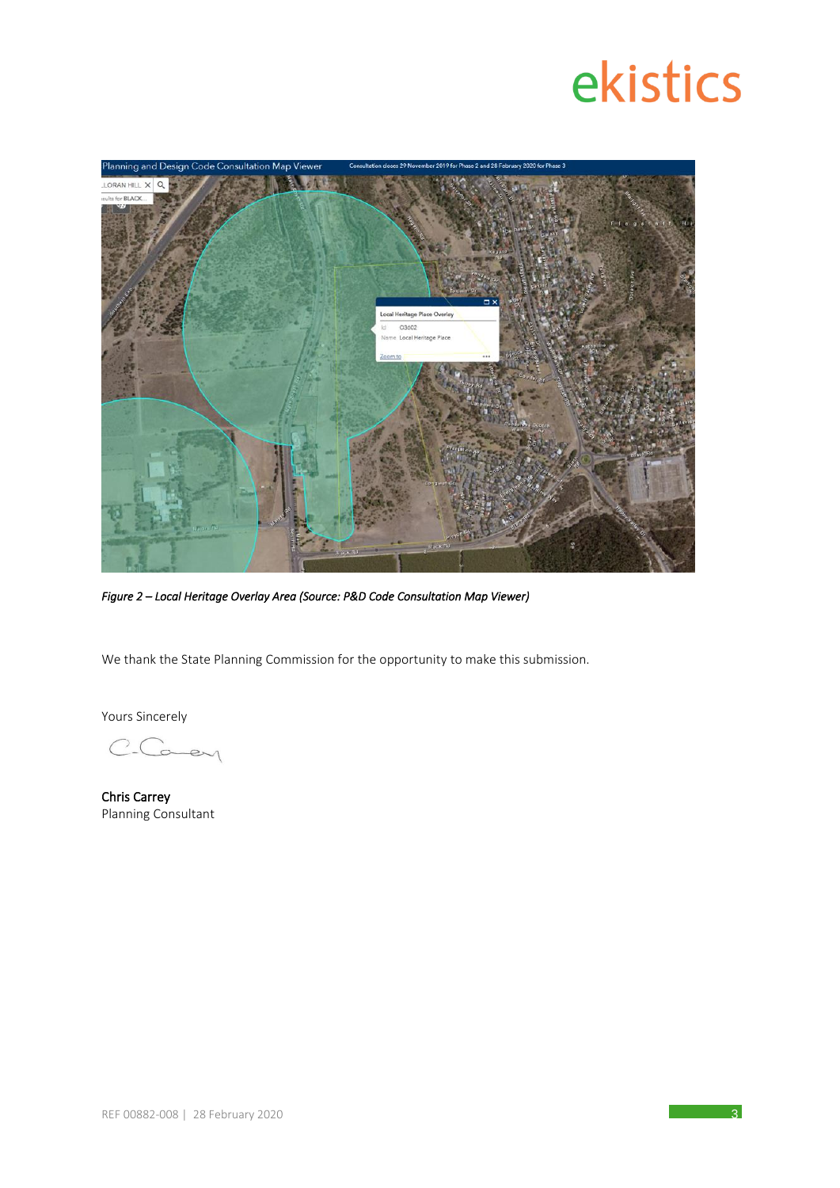*Figure 2 – Local Heritage Overlay Area (Source: P&D Code Consultation Map Viewer)*

We thank the State Planning Commission for the opportunity to make this submission.

Yours Sincerely

**Chris Carrey**
Planning Consultant